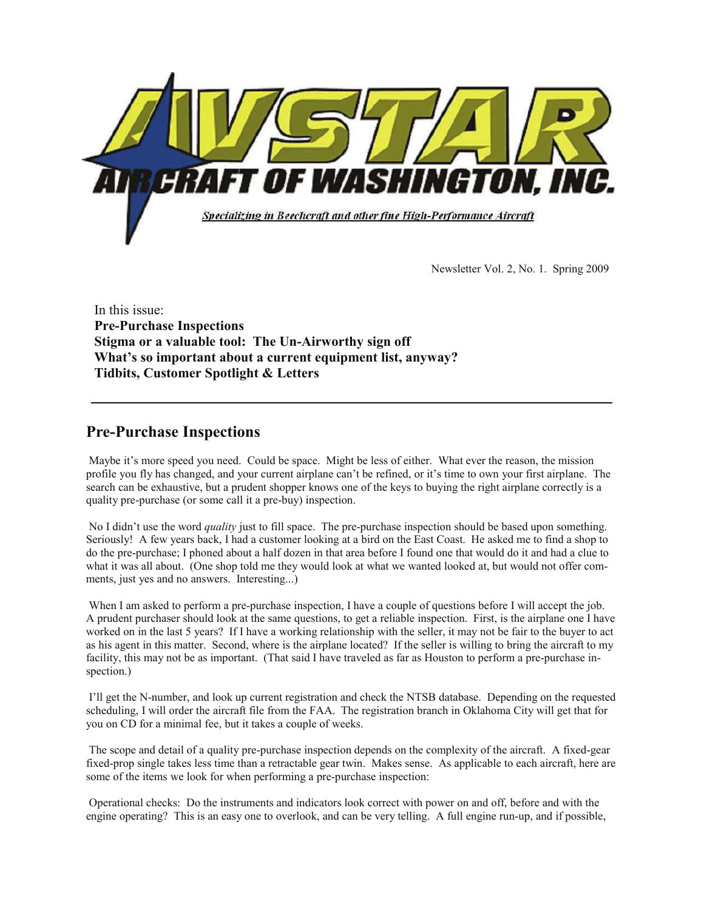# AVSTAR AIRCRAFT OF WASHINGTON, INC.

*Specializing in Beechcraft and other fine High-Performance Aircraft*

Newsletter Vol. 2, No. 1. Spring 2009

In this issue:
**Pre-Purchase Inspections**
**Stigma or a valuable tool: The Un-Airworthy sign off**
**What's so important about a current equipment list, anyway?**
**Tidbits, Customer Spotlight & Letters**

---

## Pre-Purchase Inspections

Maybe it's more speed you need. Could be space. Might be less of either. What ever the reason, the mission profile you fly has changed, and your current airplane can't be refined, or it's time to own your first airplane. The search can be exhaustive, but a prudent shopper knows one of the keys to buying the right airplane correctly is a quality pre-purchase (or some call it a pre-buy) inspection.

No I didn't use the word *quality* just to fill space. The pre-purchase inspection should be based upon something. Seriously! A few years back, I had a customer looking at a bird on the East Coast. He asked me to find a shop to do the pre-purchase; I phoned about a half dozen in that area before I found one that would do it and had a clue to what it was all about. (One shop told me they would look at what we wanted looked at, but would not offer comments, just yes and no answers. Interesting...)

When I am asked to perform a pre-purchase inspection, I have a couple of questions before I will accept the job. A prudent purchaser should look at the same questions, to get a reliable inspection. First, is the airplane one I have worked on in the last 5 years? If I have a working relationship with the seller, it may not be fair to the buyer to act as his agent in this matter. Second, where is the airplane located? If the seller is willing to bring the aircraft to my facility, this may not be as important. (That said I have traveled as far as Houston to perform a pre-purchase inspection.)

I'll get the N-number, and look up current registration and check the NTSB database. Depending on the requested scheduling, I will order the aircraft file from the FAA. The registration branch in Oklahoma City will get that for you on CD for a minimal fee, but it takes a couple of weeks.

The scope and detail of a quality pre-purchase inspection depends on the complexity of the aircraft. A fixed-gear fixed-prop single takes less time than a retractable gear twin. Makes sense. As applicable to each aircraft, here are some of the items we look for when performing a pre-purchase inspection:

Operational checks: Do the instruments and indicators look correct with power on and off, before and with the engine operating? This is an easy one to overlook, and can be very telling. A full engine run-up, and if possible,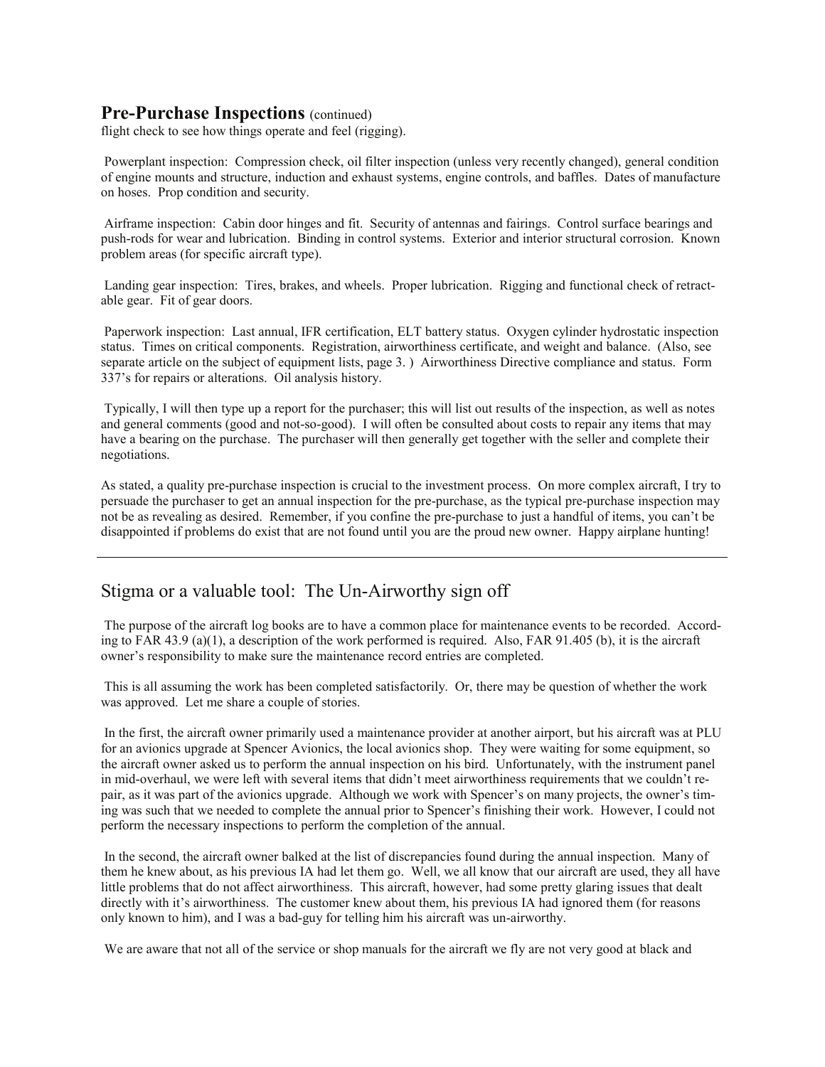## **Pre-Purchase Inspections** (continued)

flight check to see how things operate and feel (rigging).

Powerplant inspection: Compression check, oil filter inspection (unless very recently changed), general condition of engine mounts and structure, induction and exhaust systems, engine controls, and baffles. Dates of manufacture on hoses. Prop condition and security.

Airframe inspection: Cabin door hinges and fit. Security of antennas and fairings. Control surface bearings and push-rods for wear and lubrication. Binding in control systems. Exterior and interior structural corrosion. Known problem areas (for specific aircraft type).

Landing gear inspection: Tires, brakes, and wheels. Proper lubrication. Rigging and functional check of retractable gear. Fit of gear doors.

Paperwork inspection: Last annual, IFR certification, ELT battery status. Oxygen cylinder hydrostatic inspection status. Times on critical components. Registration, airworthiness certificate, and weight and balance. (Also, see separate article on the subject of equipment lists, page 3. ) Airworthiness Directive compliance and status. Form 337's for repairs or alterations. Oil analysis history.

Typically, I will then type up a report for the purchaser; this will list out results of the inspection, as well as notes and general comments (good and not-so-good). I will often be consulted about costs to repair any items that may have a bearing on the purchase. The purchaser will then generally get together with the seller and complete their negotiations.

As stated, a quality pre-purchase inspection is crucial to the investment process. On more complex aircraft, I try to persuade the purchaser to get an annual inspection for the pre-purchase, as the typical pre-purchase inspection may not be as revealing as desired. Remember, if you confine the pre-purchase to just a handful of items, you can't be disappointed if problems do exist that are not found until you are the proud new owner. Happy airplane hunting!

---

## Stigma or a valuable tool: The Un-Airworthy sign off

The purpose of the aircraft log books are to have a common place for maintenance events to be recorded. According to FAR 43.9 (a)(1), a description of the work performed is required. Also, FAR 91.405 (b), it is the aircraft owner's responsibility to make sure the maintenance record entries are completed.

This is all assuming the work has been completed satisfactorily. Or, there may be question of whether the work was approved. Let me share a couple of stories.

In the first, the aircraft owner primarily used a maintenance provider at another airport, but his aircraft was at PLU for an avionics upgrade at Spencer Avionics, the local avionics shop. They were waiting for some equipment, so the aircraft owner asked us to perform the annual inspection on his bird. Unfortunately, with the instrument panel in mid-overhaul, we were left with several items that didn't meet airworthiness requirements that we couldn't repair, as it was part of the avionics upgrade. Although we work with Spencer's on many projects, the owner's timing was such that we needed to complete the annual prior to Spencer's finishing their work. However, I could not perform the necessary inspections to perform the completion of the annual.

In the second, the aircraft owner balked at the list of discrepancies found during the annual inspection. Many of them he knew about, as his previous IA had let them go. Well, we all know that our aircraft are used, they all have little problems that do not affect airworthiness. This aircraft, however, had some pretty glaring issues that dealt directly with it's airworthiness. The customer knew about them, his previous IA had ignored them (for reasons only known to him), and I was a bad-guy for telling him his aircraft was un-airworthy.

We are aware that not all of the service or shop manuals for the aircraft we fly are not very good at black and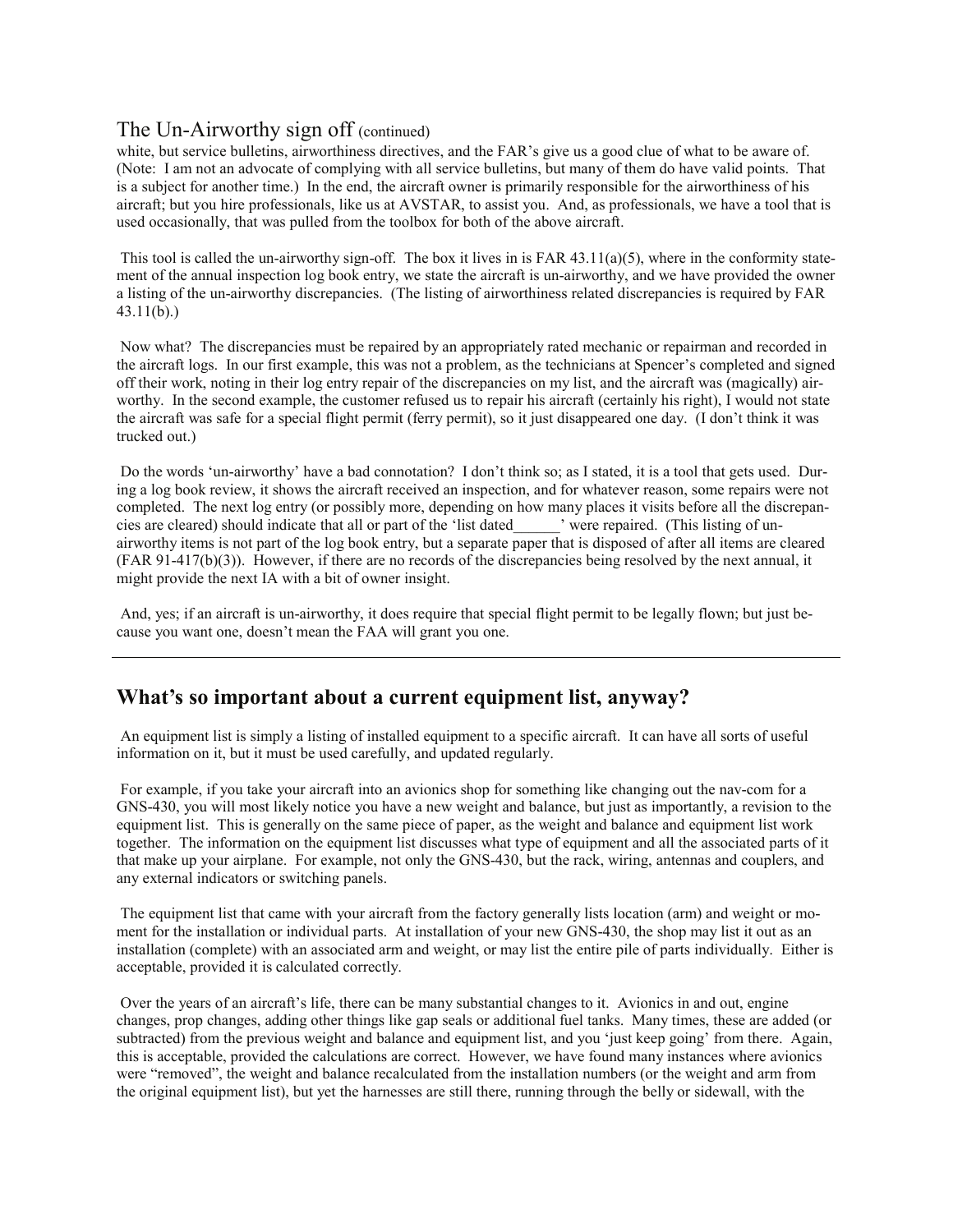## The Un-Airworthy sign off (continued)

white, but service bulletins, airworthiness directives, and the FAR's give us a good clue of what to be aware of. (Note: I am not an advocate of complying with all service bulletins, but many of them do have valid points. That is a subject for another time.) In the end, the aircraft owner is primarily responsible for the airworthiness of his aircraft; but you hire professionals, like us at AVSTAR, to assist you. And, as professionals, we have a tool that is used occasionally, that was pulled from the toolbox for both of the above aircraft.

This tool is called the un-airworthy sign-off. The box it lives in is FAR 43.11(a)(5), where in the conformity statement of the annual inspection log book entry, we state the aircraft is un-airworthy, and we have provided the owner a listing of the un-airworthy discrepancies. (The listing of airworthiness related discrepancies is required by FAR 43.11(b).)

Now what? The discrepancies must be repaired by an appropriately rated mechanic or repairman and recorded in the aircraft logs. In our first example, this was not a problem, as the technicians at Spencer's completed and signed off their work, noting in their log entry repair of the discrepancies on my list, and the aircraft was (magically) airworthy. In the second example, the customer refused us to repair his aircraft (certainly his right), I would not state the aircraft was safe for a special flight permit (ferry permit), so it just disappeared one day. (I don't think it was trucked out.)

Do the words 'un-airworthy' have a bad connotation? I don't think so; as I stated, it is a tool that gets used. During a log book review, it shows the aircraft received an inspection, and for whatever reason, some repairs were not completed. The next log entry (or possibly more, depending on how many places it visits before all the discrepancies are cleared) should indicate that all or part of the 'list dated______' were repaired. (This listing of un-airworthy items is not part of the log book entry, but a separate paper that is disposed of after all items are cleared (FAR 91-417(b)(3)). However, if there are no records of the discrepancies being resolved by the next annual, it might provide the next IA with a bit of owner insight.

And, yes; if an aircraft is un-airworthy, it does require that special flight permit to be legally flown; but just because you want one, doesn't mean the FAA will grant you one.

---

## What's so important about a current equipment list, anyway?

An equipment list is simply a listing of installed equipment to a specific aircraft. It can have all sorts of useful information on it, but it must be used carefully, and updated regularly.

For example, if you take your aircraft into an avionics shop for something like changing out the nav-com for a GNS-430, you will most likely notice you have a new weight and balance, but just as importantly, a revision to the equipment list. This is generally on the same piece of paper, as the weight and balance and equipment list work together. The information on the equipment list discusses what type of equipment and all the associated parts of it that make up your airplane. For example, not only the GNS-430, but the rack, wiring, antennas and couplers, and any external indicators or switching panels.

The equipment list that came with your aircraft from the factory generally lists location (arm) and weight or moment for the installation or individual parts. At installation of your new GNS-430, the shop may list it out as an installation (complete) with an associated arm and weight, or may list the entire pile of parts individually. Either is acceptable, provided it is calculated correctly.

Over the years of an aircraft's life, there can be many substantial changes to it. Avionics in and out, engine changes, prop changes, adding other things like gap seals or additional fuel tanks. Many times, these are added (or subtracted) from the previous weight and balance and equipment list, and you 'just keep going' from there. Again, this is acceptable, provided the calculations are correct. However, we have found many instances where avionics were "removed", the weight and balance recalculated from the installation numbers (or the weight and arm from the original equipment list), but yet the harnesses are still there, running through the belly or sidewall, with the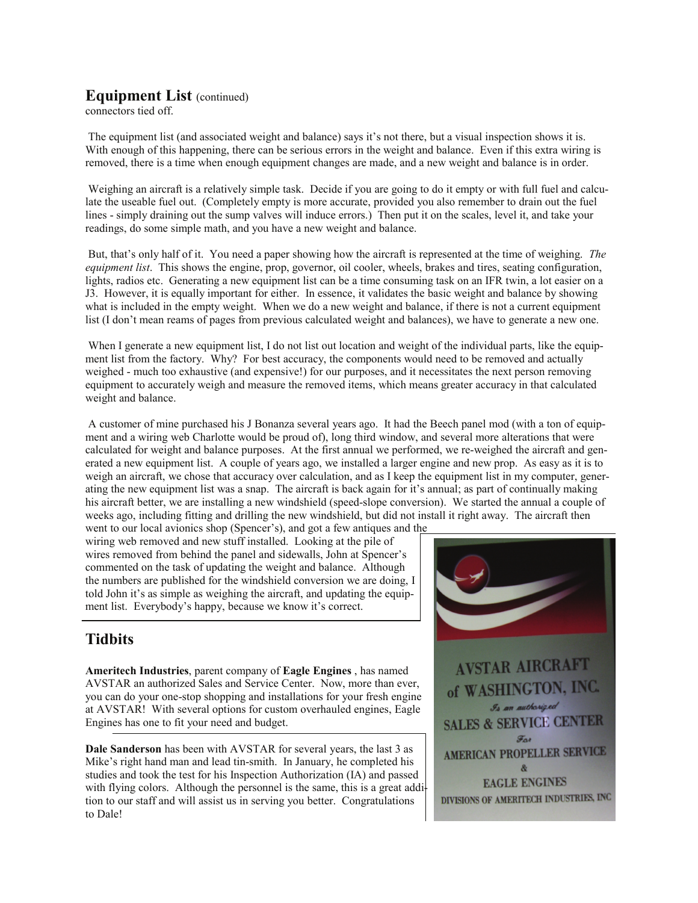## Equipment List (continued)

connectors tied off.

The equipment list (and associated weight and balance) says it's not there, but a visual inspection shows it is. With enough of this happening, there can be serious errors in the weight and balance. Even if this extra wiring is removed, there is a time when enough equipment changes are made, and a new weight and balance is in order.

Weighing an aircraft is a relatively simple task. Decide if you are going to do it empty or with full fuel and calculate the useable fuel out. (Completely empty is more accurate, provided you also remember to drain out the fuel lines - simply draining out the sump valves will induce errors.) Then put it on the scales, level it, and take your readings, do some simple math, and you have a new weight and balance.

But, that's only half of it. You need a paper showing how the aircraft is represented at the time of weighing. *The equipment list*. This shows the engine, prop, governor, oil cooler, wheels, brakes and tires, seating configuration, lights, radios etc. Generating a new equipment list can be a time consuming task on an IFR twin, a lot easier on a J3. However, it is equally important for either. In essence, it validates the basic weight and balance by showing what is included in the empty weight. When we do a new weight and balance, if there is not a current equipment list (I don't mean reams of pages from previous calculated weight and balances), we have to generate a new one.

When I generate a new equipment list, I do not list out location and weight of the individual parts, like the equipment list from the factory. Why? For best accuracy, the components would need to be removed and actually weighed - much too exhaustive (and expensive!) for our purposes, and it necessitates the next person removing equipment to accurately weigh and measure the removed items, which means greater accuracy in that calculated weight and balance.

A customer of mine purchased his J Bonanza several years ago. It had the Beech panel mod (with a ton of equipment and a wiring web Charlotte would be proud of), long third window, and several more alterations that were calculated for weight and balance purposes. At the first annual we performed, we re-weighed the aircraft and generated a new equipment list. A couple of years ago, we installed a larger engine and new prop. As easy as it is to weigh an aircraft, we chose that accuracy over calculation, and as I keep the equipment list in my computer, generating the new equipment list was a snap. The aircraft is back again for it's annual; as part of continually making his aircraft better, we are installing a new windshield (speed-slope conversion). We started the annual a couple of weeks ago, including fitting and drilling the new windshield, but did not install it right away. The aircraft then went to our local avionics shop (Spencer's), and got a few antiques and the wiring web removed and new stuff installed. Looking at the pile of wires removed from behind the panel and sidewalls, John at Spencer's commented on the task of updating the weight and balance. Although the numbers are published for the windshield conversion we are doing, I told John it's as simple as weighing the aircraft, and updating the equipment list. Everybody's happy, because we know it's correct.

## Tidbits

**Ameritech Industries**, parent company of **Eagle Engines** , has named AVSTAR an authorized Sales and Service Center. Now, more than ever, you can do your one-stop shopping and installations for your fresh engine at AVSTAR! With several options for custom overhauled engines, Eagle Engines has one to fit your need and budget.

AVSTAR AIRCRAFT of WASHINGTON, INC.
Is an authorized
SALES & SERVICE CENTER
For
AMERICAN PROPELLER SERVICE
&
EAGLE ENGINES
DIVISIONS OF AMERITECH INDUSTRIES, INC

**Dale Sanderson** has been with AVSTAR for several years, the last 3 as Mike's right hand man and lead tin-smith. In January, he completed his studies and took the test for his Inspection Authorization (IA) and passed with flying colors. Although the personnel is the same, this is a great addition to our staff and will assist us in serving you better. Congratulations to Dale!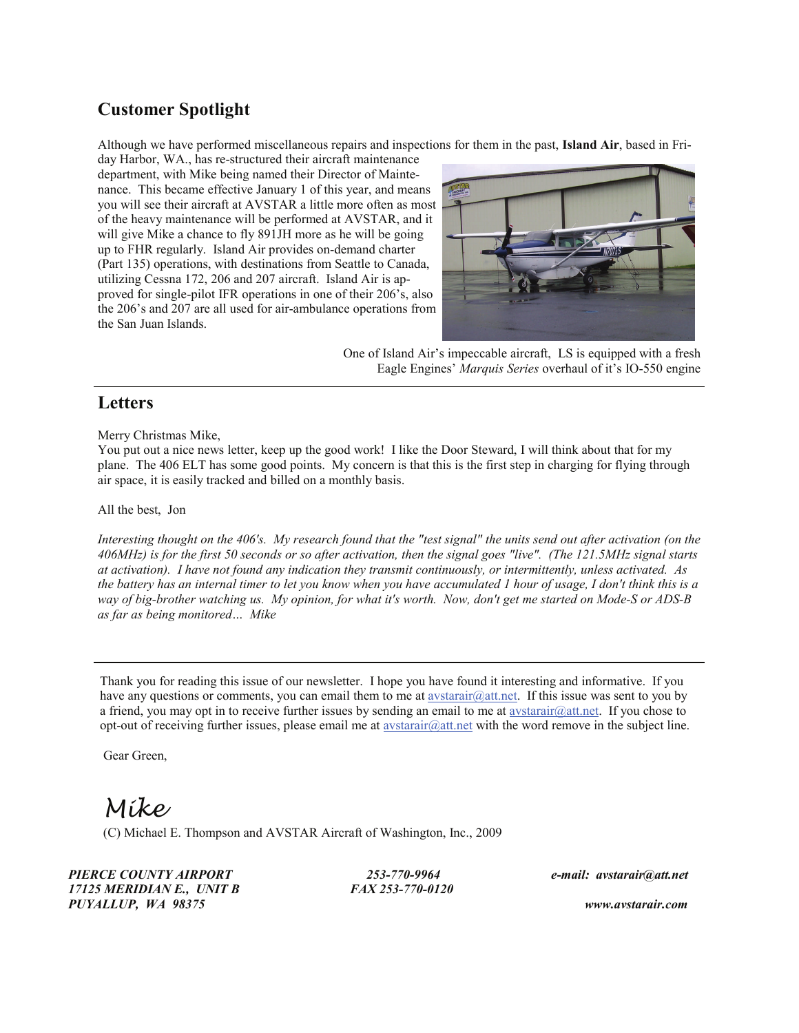## Customer Spotlight

Although we have performed miscellaneous repairs and inspections for them in the past, **Island Air**, based in Friday Harbor, WA., has re-structured their aircraft maintenance department, with Mike being named their Director of Maintenance. This became effective January 1 of this year, and means you will see their aircraft at AVSTAR a little more often as most of the heavy maintenance will be performed at AVSTAR, and it will give Mike a chance to fly 891JH more as he will be going up to FHR regularly. Island Air provides on-demand charter (Part 135) operations, with destinations from Seattle to Canada, utilizing Cessna 172, 206 and 207 aircraft. Island Air is approved for single-pilot IFR operations in one of their 206's, also the 206's and 207 are all used for air-ambulance operations from the San Juan Islands.

One of Island Air's impeccable aircraft, LS is equipped with a fresh Eagle Engines' *Marquis Series* overhaul of it's IO-550 engine

## Letters

Merry Christmas Mike,

You put out a nice news letter, keep up the good work! I like the Door Steward, I will think about that for my plane. The 406 ELT has some good points. My concern is that this is the first step in charging for flying through air space, it is easily tracked and billed on a monthly basis.

All the best, Jon

*Interesting thought on the 406's. My research found that the "test signal" the units send out after activation (on the 406MHz) is for the first 50 seconds or so after activation, then the signal goes "live". (The 121.5MHz signal starts at activation). I have not found any indication they transmit continuously, or intermittently, unless activated. As the battery has an internal timer to let you know when you have accumulated 1 hour of usage, I don't think this is a way of big-brother watching us. My opinion, for what it's worth. Now, don't get me started on Mode-S or ADS-B as far as being monitored… Mike*

---

Thank you for reading this issue of our newsletter. I hope you have found it interesting and informative. If you have any questions or comments, you can email them to me at avstarair@att.net. If this issue was sent to you by a friend, you may opt in to receive further issues by sending an email to me at avstarair@att.net. If you chose to opt-out of receiving further issues, please email me at avstarair@att.net with the word remove in the subject line.

Gear Green,

Mike

(C) Michael E. Thompson and AVSTAR Aircraft of Washington, Inc., 2009

***PIERCE COUNTY AIRPORT***
***17125 MERIDIAN E., UNIT B***
***PUYALLUP, WA 98375***

***253-770-9964***
***FAX 253-770-0120***

***e-mail: avstarair@att.net***
***www.avstarair.com***